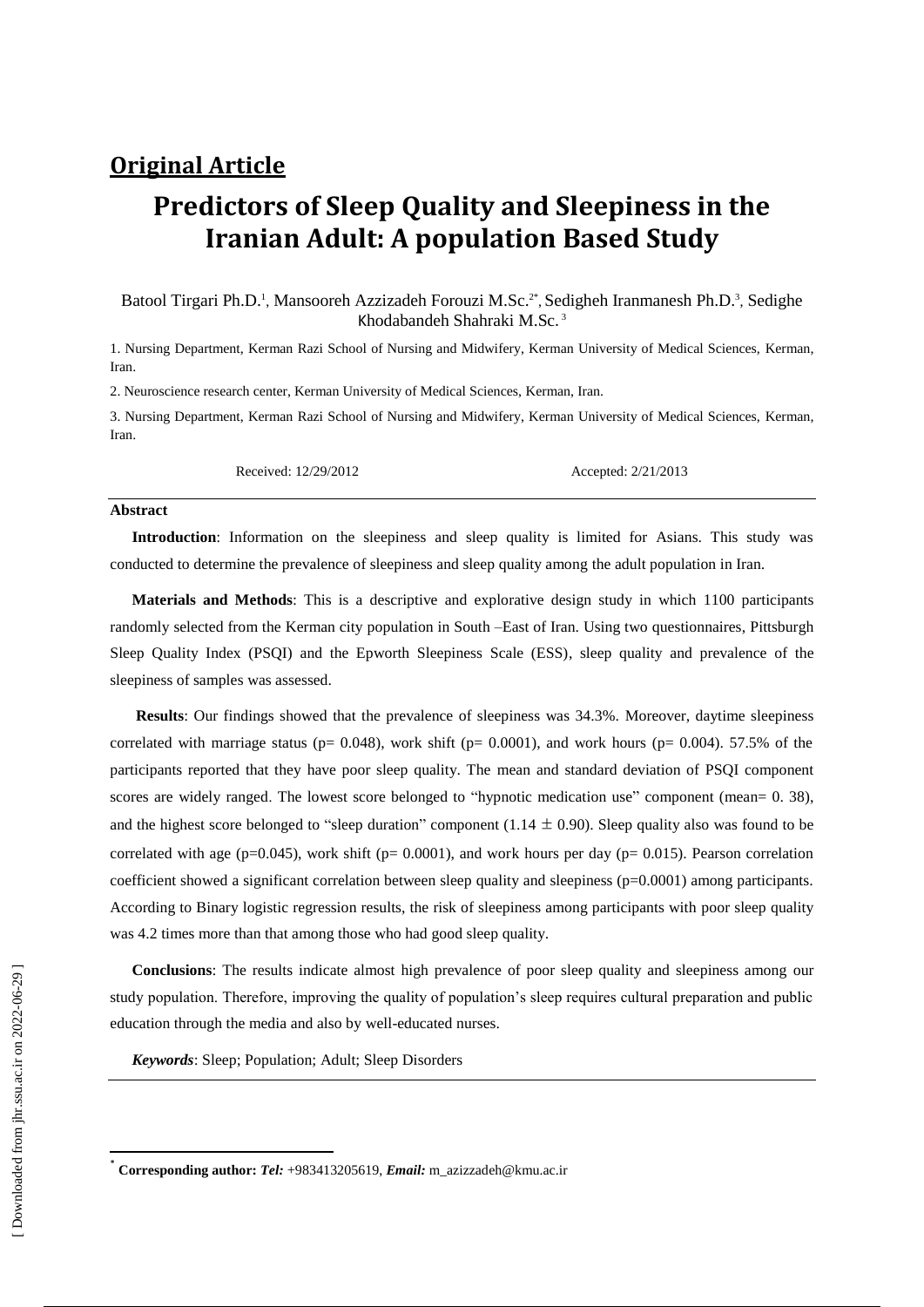## Original Article

# Predictors of Sleep Quality and Sleepiness in the Iranian Adult: A population Based Study

Batool Tirgari Ph.D.[1], Mansooreh Azzizadeh Forouzi M.Sc.[2*], Sedigheh Iranmanesh Ph.D.[3], Sedighe Khodabandeh Shahraki M.Sc.[3]

1. Nursing Department, Kerman Razi School of Nursing and Midwifery, Kerman University of Medical Sciences, Kerman, Iran.

2. Neuroscience research center, Kerman University of Medical Sciences, Kerman, Iran.

3. Nursing Department, Kerman Razi School of Nursing and Midwifery, Kerman University of Medical Sciences, Kerman, Iran.

Received: 12/29/2012 Accepted: 2/21/2013

### Abstract

**Introduction**: Information on the sleepiness and sleep quality is limited for Asians. This study was conducted to determine the prevalence of sleepiness and sleep quality among the adult population in Iran.

**Materials and Methods**: This is a descriptive and explorative design study in which 1100 participants randomly selected from the Kerman city population in South –East of Iran. Using two questionnaires, Pittsburgh Sleep Quality Index (PSQI) and the Epworth Sleepiness Scale (ESS), sleep quality and prevalence of the sleepiness of samples was assessed.

**Results**: Our findings showed that the prevalence of sleepiness was 34.3%. Moreover, daytime sleepiness correlated with marriage status ($p= 0.048$), work shift ($p= 0.0001$), and work hours ($p= 0.004$). 57.5% of the participants reported that they have poor sleep quality. The mean and standard deviation of PSQI component scores are widely ranged. The lowest score belonged to "hypnotic medication use" component (mean= 0. 38), and the highest score belonged to "sleep duration" component ($1.14 \pm 0.90$). Sleep quality also was found to be correlated with age ($p=0.045$), work shift ($p= 0.0001$), and work hours per day ($p= 0.015$). Pearson correlation coefficient showed a significant correlation between sleep quality and sleepiness ($p=0.0001$) among participants. According to Binary logistic regression results, the risk of sleepiness among participants with poor sleep quality was 4.2 times more than that among those who had good sleep quality.

**Conclusions**: The results indicate almost high prevalence of poor sleep quality and sleepiness among our study population. Therefore, improving the quality of population's sleep requires cultural preparation and public education through the media and also by well-educated nurses.

***Keywords***: Sleep; Population; Adult; Sleep Disorders

---

\* **Corresponding author:** ***Tel:*** +983413205619, ***Email:*** m_azizzadeh@kmu.ac.ir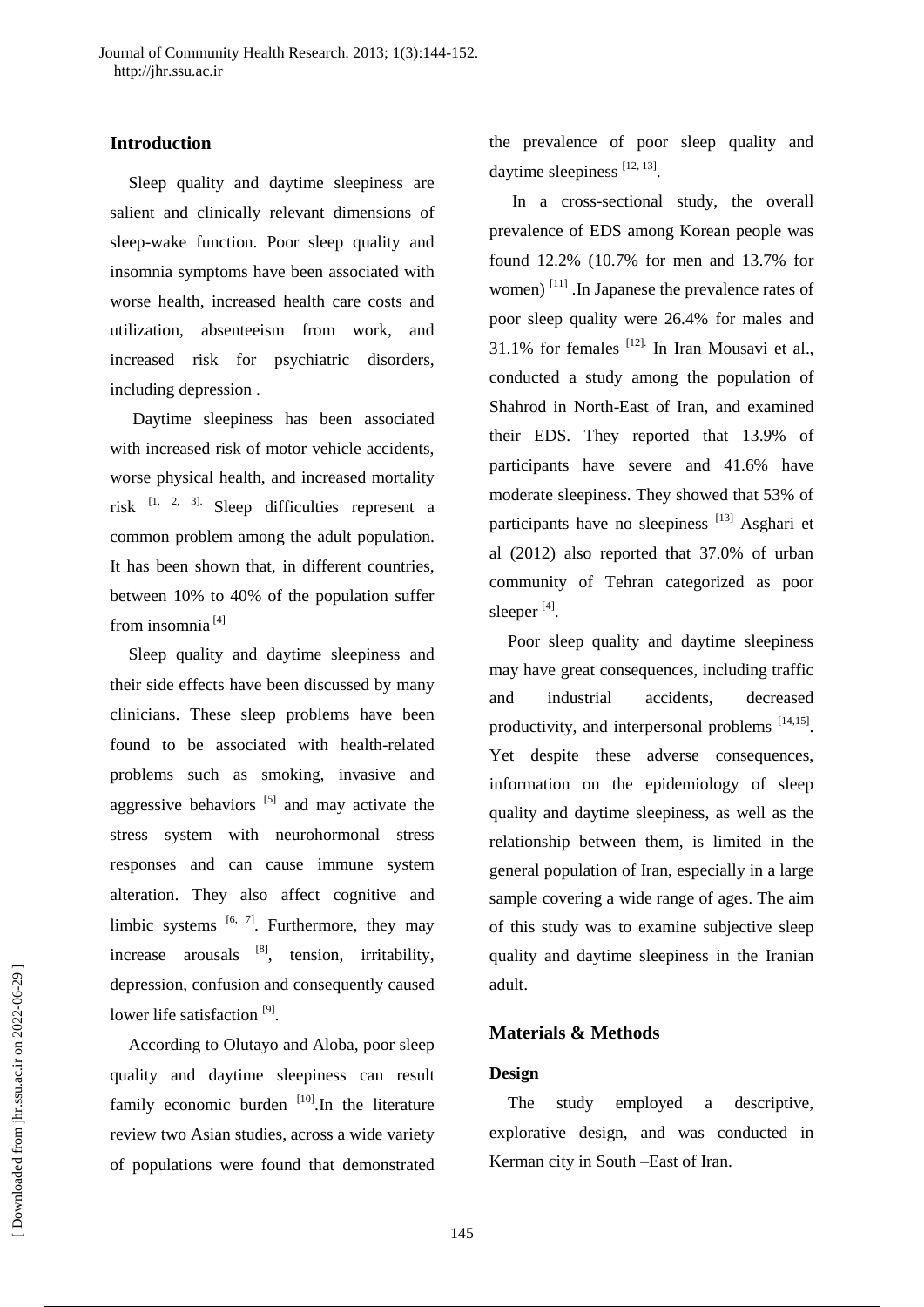## Introduction

Sleep quality and daytime sleepiness are salient and clinically relevant dimensions of sleep-wake function. Poor sleep quality and insomnia symptoms have been associated with worse health, increased health care costs and utilization, absenteeism from work, and increased risk for psychiatric disorders, including depression .

Daytime sleepiness has been associated with increased risk of motor vehicle accidents, worse physical health, and increased mortality risk [1, 2, 3]. Sleep difficulties represent a common problem among the adult population. It has been shown that, in different countries, between 10% to 40% of the population suffer from insomnia [4]

Sleep quality and daytime sleepiness and their side effects have been discussed by many clinicians. These sleep problems have been found to be associated with health-related problems such as smoking, invasive and aggressive behaviors [5] and may activate the stress system with neurohormonal stress responses and can cause immune system alteration. They also affect cognitive and limbic systems [6, 7]. Furthermore, they may increase arousals [8], tension, irritability, depression, confusion and consequently caused lower life satisfaction [9].

According to Olutayo and Aloba, poor sleep quality and daytime sleepiness can result family economic burden [10].In the literature review two Asian studies, across a wide variety of populations were found that demonstrated the prevalence of poor sleep quality and daytime sleepiness [12, 13].

In a cross-sectional study, the overall prevalence of EDS among Korean people was found 12.2% (10.7% for men and 13.7% for women) [11] .In Japanese the prevalence rates of poor sleep quality were 26.4% for males and 31.1% for females [12]. In Iran Mousavi et al., conducted a study among the population of Shahrod in North-East of Iran, and examined their EDS. They reported that 13.9% of participants have severe and 41.6% have moderate sleepiness. They showed that 53% of participants have no sleepiness [13] Asghari et al (2012) also reported that 37.0% of urban community of Tehran categorized as poor sleeper [4].

Poor sleep quality and daytime sleepiness may have great consequences, including traffic and industrial accidents, decreased productivity, and interpersonal problems [14,15]. Yet despite these adverse consequences, information on the epidemiology of sleep quality and daytime sleepiness, as well as the relationship between them, is limited in the general population of Iran, especially in a large sample covering a wide range of ages. The aim of this study was to examine subjective sleep quality and daytime sleepiness in the Iranian adult.

## Materials & Methods

### Design

The study employed a descriptive, explorative design, and was conducted in Kerman city in South –East of Iran.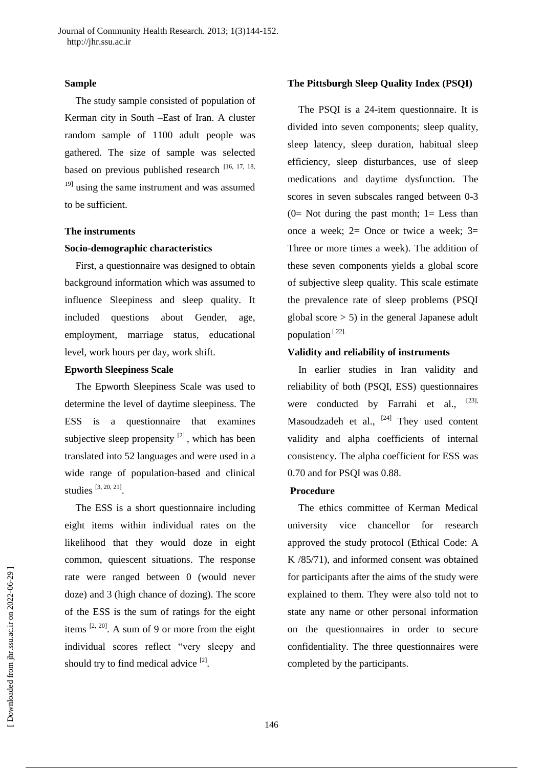### Sample

The study sample consisted of population of Kerman city in South –East of Iran. A cluster random sample of 1100 adult people was gathered. The size of sample was selected based on previous published research [16, 17, 18, 19] using the same instrument and was assumed to be sufficient.

### The instruments

#### Socio-demographic characteristics

First, a questionnaire was designed to obtain background information which was assumed to influence Sleepiness and sleep quality. It included questions about Gender, age, employment, marriage status, educational level, work hours per day, work shift.

#### Epworth Sleepiness Scale

The Epworth Sleepiness Scale was used to determine the level of daytime sleepiness. The ESS is a questionnaire that examines subjective sleep propensity [2], which has been translated into 52 languages and were used in a wide range of population-based and clinical studies [3, 20, 21].

The ESS is a short questionnaire including eight items within individual rates on the likelihood that they would doze in eight common, quiescent situations. The response rate were ranged between 0 (would never doze) and 3 (high chance of dozing). The score of the ESS is the sum of ratings for the eight items [2, 20]. A sum of 9 or more from the eight individual scores reflect "very sleepy and should try to find medical advice [2].

#### The Pittsburgh Sleep Quality Index (PSQI)

The PSQI is a 24-item questionnaire. It is divided into seven components; sleep quality, sleep latency, sleep duration, habitual sleep efficiency, sleep disturbances, use of sleep medications and daytime dysfunction. The scores in seven subscales ranged between 0-3 (0= Not during the past month; 1= Less than once a week; 2= Once or twice a week; 3= Three or more times a week). The addition of these seven components yields a global score of subjective sleep quality. This scale estimate the prevalence rate of sleep problems (PSQI global score > 5) in the general Japanese adult population [22].

#### Validity and reliability of instruments

In earlier studies in Iran validity and reliability of both (PSQI, ESS) questionnaires were conducted by Farrahi et al., [23], Masoudzadeh et al., [24] They used content validity and alpha coefficients of internal consistency. The alpha coefficient for ESS was 0.70 and for PSQI was 0.88.

#### Procedure

The ethics committee of Kerman Medical university vice chancellor for research approved the study protocol (Ethical Code: A K /85/71), and informed consent was obtained for participants after the aims of the study were explained to them. They were also told not to state any name or other personal information on the questionnaires in order to secure confidentiality. The three questionnaires were completed by the participants.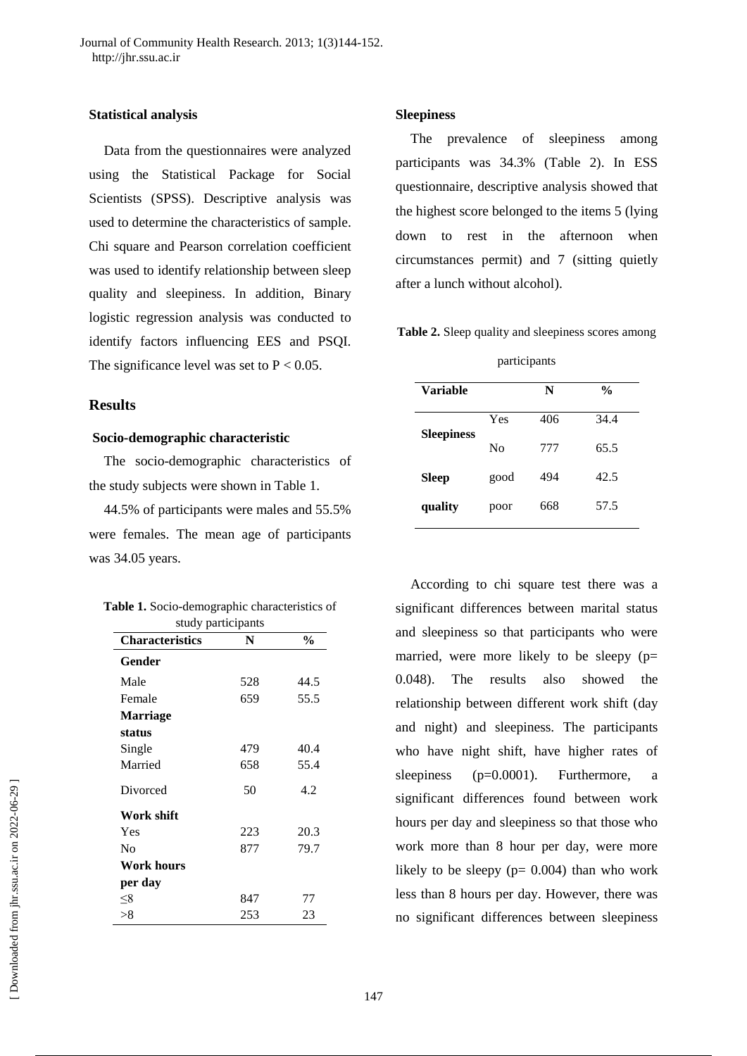### Statistical analysis

Data from the questionnaires were analyzed using the Statistical Package for Social Scientists (SPSS). Descriptive analysis was used to determine the characteristics of sample. Chi square and Pearson correlation coefficient was used to identify relationship between sleep quality and sleepiness. In addition, Binary logistic regression analysis was conducted to identify factors influencing EES and PSQI. The significance level was set to $P < 0.05$.

## Results

### Socio-demographic characteristic

The socio-demographic characteristics of the study subjects were shown in Table 1.

44.5% of participants were males and 55.5% were females. The mean age of participants was 34.05 years.

**Table 1.** Socio-demographic characteristics of study participants

| Characteristics | N | % |
|---|---|---|
| **Gender** | | |
| Male | 528 | 44.5 |
| Female | 659 | 55.5 |
| **Marriage status** | | |
| Single | 479 | 40.4 |
| Married | 658 | 55.4 |
| Divorced | 50 | 4.2 |
| **Work shift** | | |
| Yes | 223 | 20.3 |
| No | 877 | 79.7 |
| **Work hours per day** | | |
| ≤8 | 847 | 77 |
| >8 | 253 | 23 |

### Sleepiness

The prevalence of sleepiness among participants was 34.3% (Table 2). In ESS questionnaire, descriptive analysis showed that the highest score belonged to the items 5 (lying down to rest in the afternoon when circumstances permit) and 7 (sitting quietly after a lunch without alcohol).

**Table 2.** Sleep quality and sleepiness scores among participants

| Variable | | N | % |
|---|---|---|---|
| **Sleepiness** | Yes | 406 | 34.4 |
| | No | 777 | 65.5 |
| **Sleep quality** | good | 494 | 42.5 |
| | poor | 668 | 57.5 |

According to chi square test there was a significant differences between marital status and sleepiness so that participants who were married, were more likely to be sleepy (p= 0.048). The results also showed the relationship between different work shift (day and night) and sleepiness. The participants who have night shift, have higher rates of sleepiness (p=0.0001). Furthermore, a significant differences found between work hours per day and sleepiness so that those who work more than 8 hour per day, were more likely to be sleepy (p= 0.004) than who work less than 8 hours per day. However, there was no significant differences between sleepiness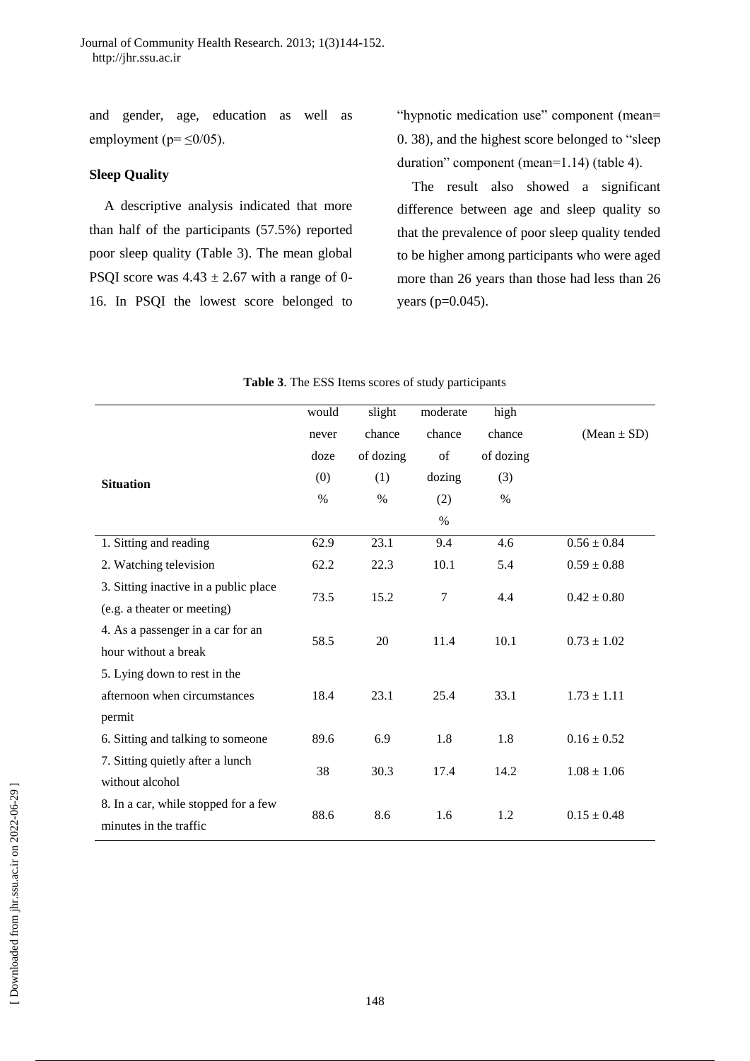and gender, age, education as well as employment (p= ≤0/05).

### Sleep Quality

A descriptive analysis indicated that more than half of the participants (57.5%) reported poor sleep quality (Table 3). The mean global PSQI score was 4.43 ± 2.67 with a range of 0-16. In PSQI the lowest score belonged to "hypnotic medication use" component (mean= 0. 38), and the highest score belonged to "sleep duration" component (mean=1.14) (table 4).

The result also showed a significant difference between age and sleep quality so that the prevalence of poor sleep quality tended to be higher among participants who were aged more than 26 years than those had less than 26 years (p=0.045).

**Table 3**. The ESS Items scores of study participants

| Situation | would never doze (0) % | slight chance of dozing (1) % | moderate chance of dozing (2) % | high chance of dozing (3) % | (Mean ± SD) |
|---|---|---|---|---|---|
| 1. Sitting and reading | 62.9 | 23.1 | 9.4 | 4.6 | 0.56 ± 0.84 |
| 2. Watching television | 62.2 | 22.3 | 10.1 | 5.4 | 0.59 ± 0.88 |
| 3. Sitting inactive in a public place (e.g. a theater or meeting) | 73.5 | 15.2 | 7 | 4.4 | 0.42 ± 0.80 |
| 4. As a passenger in a car for an hour without a break | 58.5 | 20 | 11.4 | 10.1 | 0.73 ± 1.02 |
| 5. Lying down to rest in the afternoon when circumstances permit | 18.4 | 23.1 | 25.4 | 33.1 | 1.73 ± 1.11 |
| 6. Sitting and talking to someone | 89.6 | 6.9 | 1.8 | 1.8 | 0.16 ± 0.52 |
| 7. Sitting quietly after a lunch without alcohol | 38 | 30.3 | 17.4 | 14.2 | 1.08 ± 1.06 |
| 8. In a car, while stopped for a few minutes in the traffic | 88.6 | 8.6 | 1.6 | 1.2 | 0.15 ± 0.48 |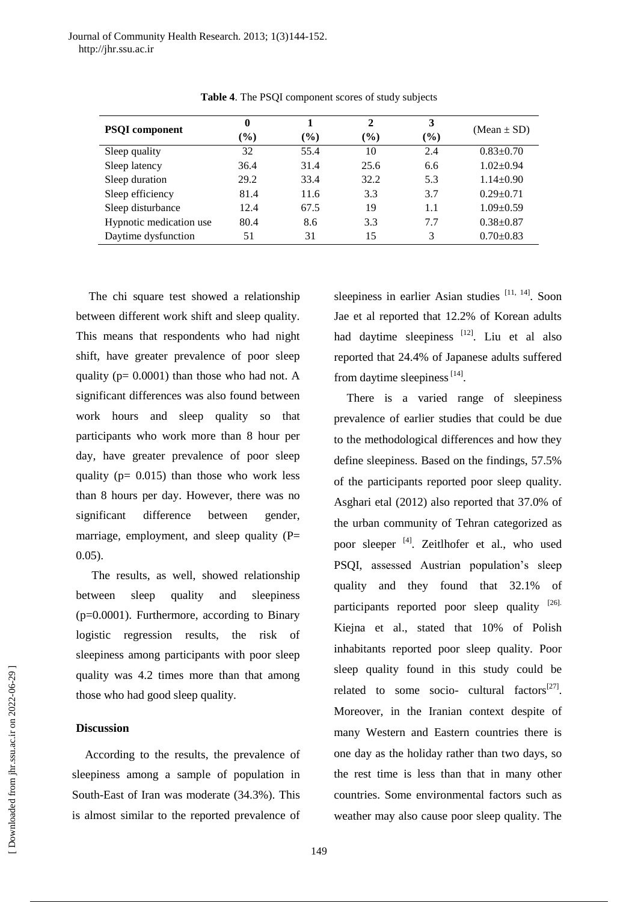**Table 4**. The PSQI component scores of study subjects

| PSQI component | 0 (%) | 1 (%) | 2 (%) | 3 (%) | (Mean ± SD) |
|---|---|---|---|---|---|
| Sleep quality | 32 | 55.4 | 10 | 2.4 | 0.83±0.70 |
| Sleep latency | 36.4 | 31.4 | 25.6 | 6.6 | 1.02±0.94 |
| Sleep duration | 29.2 | 33.4 | 32.2 | 5.3 | 1.14±0.90 |
| Sleep efficiency | 81.4 | 11.6 | 3.3 | 3.7 | 0.29±0.71 |
| Sleep disturbance | 12.4 | 67.5 | 19 | 1.1 | 1.09±0.59 |
| Hypnotic medication use | 80.4 | 8.6 | 3.3 | 7.7 | 0.38±0.87 |
| Daytime dysfunction | 51 | 31 | 15 | 3 | 0.70±0.83 |

The chi square test showed a relationship between different work shift and sleep quality. This means that respondents who had night shift, have greater prevalence of poor sleep quality (p= 0.0001) than those who had not. A significant differences was also found between work hours and sleep quality so that participants who work more than 8 hour per day, have greater prevalence of poor sleep quality (p= 0.015) than those who work less than 8 hours per day. However, there was no significant difference between gender, marriage, employment, and sleep quality (P= 0.05).

The results, as well, showed relationship between sleep quality and sleepiness (p=0.0001). Furthermore, according to Binary logistic regression results, the risk of sleepiness among participants with poor sleep quality was 4.2 times more than that among those who had good sleep quality.

## Discussion

According to the results, the prevalence of sleepiness among a sample of population in South-East of Iran was moderate (34.3%). This is almost similar to the reported prevalence of sleepiness in earlier Asian studies [11, 14]. Soon Jae et al reported that 12.2% of Korean adults had daytime sleepiness [12]. Liu et al also reported that 24.4% of Japanese adults suffered from daytime sleepiness [14].

There is a varied range of sleepiness prevalence of earlier studies that could be due to the methodological differences and how they define sleepiness. Based on the findings, 57.5% of the participants reported poor sleep quality. Asghari etal (2012) also reported that 37.0% of the urban community of Tehran categorized as poor sleeper [4]. Zeitlhofer et al., who used PSQI, assessed Austrian population's sleep quality and they found that 32.1% of participants reported poor sleep quality [26]. Kiejna et al., stated that 10% of Polish inhabitants reported poor sleep quality. Poor sleep quality found in this study could be related to some socio- cultural factors[27]. Moreover, in the Iranian context despite of many Western and Eastern countries there is one day as the holiday rather than two days, so the rest time is less than that in many other countries. Some environmental factors such as weather may also cause poor sleep quality. The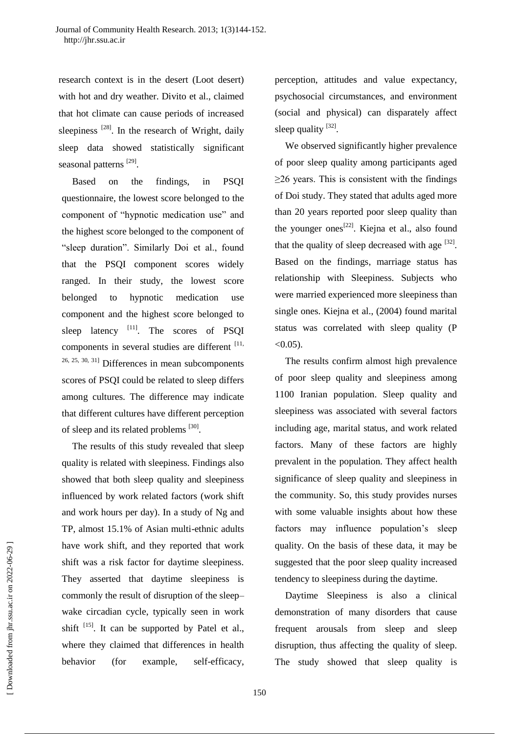research context is in the desert (Loot desert) with hot and dry weather. Divito et al., claimed that hot climate can cause periods of increased sleepiness [28]. In the research of Wright, daily sleep data showed statistically significant seasonal patterns [29].

Based on the findings, in PSQI questionnaire, the lowest score belonged to the component of "hypnotic medication use" and the highest score belonged to the component of "sleep duration". Similarly Doi et al., found that the PSQI component scores widely ranged. In their study, the lowest score belonged to hypnotic medication use component and the highest score belonged to sleep latency [11]. The scores of PSQI components in several studies are different [11, 26, 25, 30, 31] Differences in mean subcomponents scores of PSQI could be related to sleep differs among cultures. The difference may indicate that different cultures have different perception of sleep and its related problems [30].

The results of this study revealed that sleep quality is related with sleepiness. Findings also showed that both sleep quality and sleepiness influenced by work related factors (work shift and work hours per day). In a study of Ng and TP, almost 15.1% of Asian multi-ethnic adults have work shift, and they reported that work shift was a risk factor for daytime sleepiness. They asserted that daytime sleepiness is commonly the result of disruption of the sleep–wake circadian cycle, typically seen in work shift [15]. It can be supported by Patel et al., where they claimed that differences in health behavior (for example, self-efficacy, perception, attitudes and value expectancy, psychosocial circumstances, and environment (social and physical) can disparately affect sleep quality [32].

We observed significantly higher prevalence of poor sleep quality among participants aged ≥26 years. This is consistent with the findings of Doi study. They stated that adults aged more than 20 years reported poor sleep quality than the younger ones[22]. Kiejna et al., also found that the quality of sleep decreased with age [32]. Based on the findings, marriage status has relationship with Sleepiness. Subjects who were married experienced more sleepiness than single ones. Kiejna et al., (2004) found marital status was correlated with sleep quality ($P < 0.05$).

The results confirm almost high prevalence of poor sleep quality and sleepiness among 1100 Iranian population. Sleep quality and sleepiness was associated with several factors including age, marital status, and work related factors. Many of these factors are highly prevalent in the population. They affect health significance of sleep quality and sleepiness in the community. So, this study provides nurses with some valuable insights about how these factors may influence population's sleep quality. On the basis of these data, it may be suggested that the poor sleep quality increased tendency to sleepiness during the daytime.

Daytime Sleepiness is also a clinical demonstration of many disorders that cause frequent arousals from sleep and sleep disruption, thus affecting the quality of sleep. The study showed that sleep quality is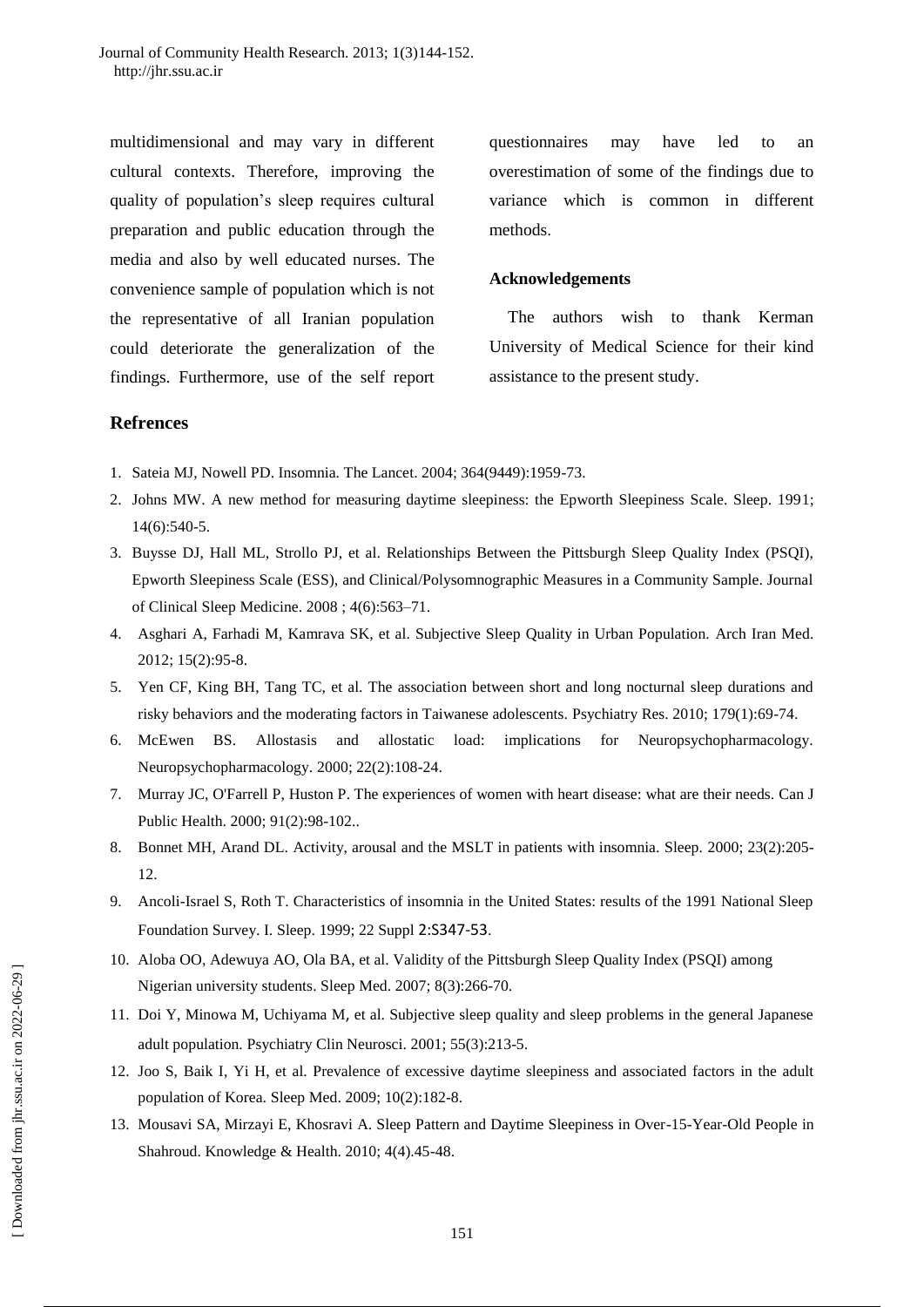multidimensional and may vary in different cultural contexts. Therefore, improving the quality of population's sleep requires cultural preparation and public education through the media and also by well educated nurses. The convenience sample of population which is not the representative of all Iranian population could deteriorate the generalization of the findings. Furthermore, use of the self report questionnaires may have led to an overestimation of some of the findings due to variance which is common in different methods.

## Acknowledgements

The authors wish to thank Kerman University of Medical Science for their kind assistance to the present study.

## Refrences

1. Sateia MJ, Nowell PD. Insomnia. The Lancet. 2004; 364(9449):1959-73.
2. Johns MW. A new method for measuring daytime sleepiness: the Epworth Sleepiness Scale. Sleep. 1991; 14(6):540-5.
3. Buysse DJ, Hall ML, Strollo PJ, et al. Relationships Between the Pittsburgh Sleep Quality Index (PSQI), Epworth Sleepiness Scale (ESS), and Clinical/Polysomnographic Measures in a Community Sample. Journal of Clinical Sleep Medicine. 2008 ; 4(6):563–71.
4. Asghari A, Farhadi M, Kamrava SK, et al. Subjective Sleep Quality in Urban Population. Arch Iran Med. 2012; 15(2):95-8.
5. Yen CF, King BH, Tang TC, et al. The association between short and long nocturnal sleep durations and risky behaviors and the moderating factors in Taiwanese adolescents. Psychiatry Res. 2010; 179(1):69-74.
6. McEwen BS. Allostasis and allostatic load: implications for Neuropsychopharmacology. Neuropsychopharmacology. 2000; 22(2):108-24.
7. Murray JC, O'Farrell P, Huston P. The experiences of women with heart disease: what are their needs. Can J Public Health. 2000; 91(2):98-102..
8. Bonnet MH, Arand DL. Activity, arousal and the MSLT in patients with insomnia. Sleep. 2000; 23(2):205-12.
9. Ancoli-Israel S, Roth T. Characteristics of insomnia in the United States: results of the 1991 National Sleep Foundation Survey. I. Sleep. 1999; 22 Suppl 2:S347-53.
10. Aloba OO, Adewuya AO, Ola BA, et al. Validity of the Pittsburgh Sleep Quality Index (PSQI) among Nigerian university students. Sleep Med. 2007; 8(3):266-70.
11. Doi Y, Minowa M, Uchiyama M, et al. Subjective sleep quality and sleep problems in the general Japanese adult population. Psychiatry Clin Neurosci. 2001; 55(3):213-5.
12. Joo S, Baik I, Yi H, et al. Prevalence of excessive daytime sleepiness and associated factors in the adult population of Korea. Sleep Med. 2009; 10(2):182-8.
13. Mousavi SA, Mirzayi E, Khosravi A. Sleep Pattern and Daytime Sleepiness in Over-15-Year-Old People in Shahroud. Knowledge & Health. 2010; 4(4).45-48.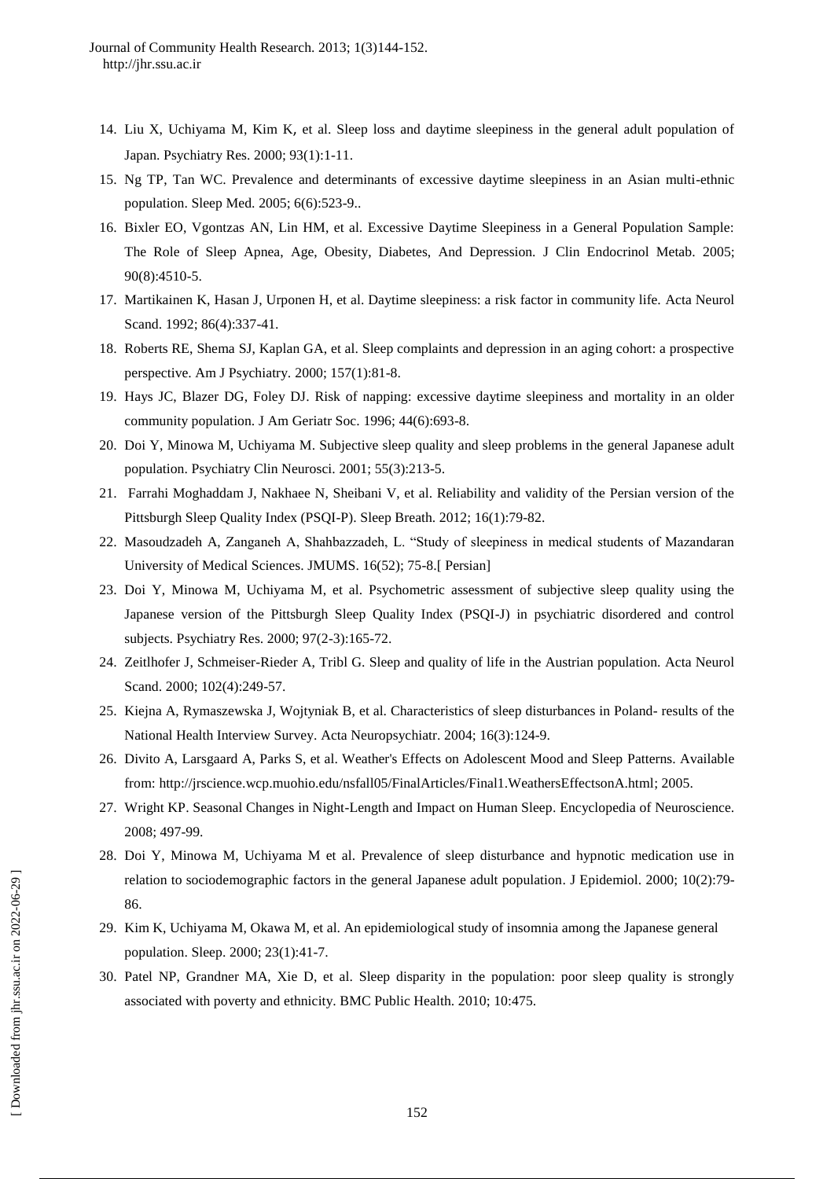14. Liu X, Uchiyama M, Kim K, et al. Sleep loss and daytime sleepiness in the general adult population of Japan. Psychiatry Res. 2000; 93(1):1-11.
15. Ng TP, Tan WC. Prevalence and determinants of excessive daytime sleepiness in an Asian multi-ethnic population. Sleep Med. 2005; 6(6):523-9..
16. Bixler EO, Vgontzas AN, Lin HM, et al. Excessive Daytime Sleepiness in a General Population Sample: The Role of Sleep Apnea, Age, Obesity, Diabetes, And Depression. J Clin Endocrinol Metab. 2005; 90(8):4510-5.
17. Martikainen K, Hasan J, Urponen H, et al. Daytime sleepiness: a risk factor in community life. Acta Neurol Scand. 1992; 86(4):337-41.
18. Roberts RE, Shema SJ, Kaplan GA, et al. Sleep complaints and depression in an aging cohort: a prospective perspective. Am J Psychiatry. 2000; 157(1):81-8.
19. Hays JC, Blazer DG, Foley DJ. Risk of napping: excessive daytime sleepiness and mortality in an older community population. J Am Geriatr Soc. 1996; 44(6):693-8.
20. Doi Y, Minowa M, Uchiyama M. Subjective sleep quality and sleep problems in the general Japanese adult population. Psychiatry Clin Neurosci. 2001; 55(3):213-5.
21. Farrahi Moghaddam J, Nakhaee N, Sheibani V, et al. Reliability and validity of the Persian version of the Pittsburgh Sleep Quality Index (PSQI-P). Sleep Breath. 2012; 16(1):79-82.
22. Masoudzadeh A, Zanganeh A, Shahbazzadeh, L. "Study of sleepiness in medical students of Mazandaran University of Medical Sciences. JMUMS. 16(52); 75-8.[ Persian]
23. Doi Y, Minowa M, Uchiyama M, et al. Psychometric assessment of subjective sleep quality using the Japanese version of the Pittsburgh Sleep Quality Index (PSQI-J) in psychiatric disordered and control subjects. Psychiatry Res. 2000; 97(2-3):165-72.
24. Zeitlhofer J, Schmeiser-Rieder A, Tribl G. Sleep and quality of life in the Austrian population. Acta Neurol Scand. 2000; 102(4):249-57.
25. Kiejna A, Rymaszewska J, Wojtyniak B, et al. Characteristics of sleep disturbances in Poland- results of the National Health Interview Survey. Acta Neuropsychiatr. 2004; 16(3):124-9.
26. Divito A, Larsgaard A, Parks S, et al. Weather's Effects on Adolescent Mood and Sleep Patterns. Available from: http://jrscience.wcp.muohio.edu/nsfall05/FinalArticles/Final1.WeathersEffectsonA.html; 2005.
27. Wright KP. Seasonal Changes in Night-Length and Impact on Human Sleep. Encyclopedia of Neuroscience. 2008; 497-99.
28. Doi Y, Minowa M, Uchiyama M et al. Prevalence of sleep disturbance and hypnotic medication use in relation to sociodemographic factors in the general Japanese adult population. J Epidemiol. 2000; 10(2):79-86.
29. Kim K, Uchiyama M, Okawa M, et al. An epidemiological study of insomnia among the Japanese general population. Sleep. 2000; 23(1):41-7.
30. Patel NP, Grandner MA, Xie D, et al. Sleep disparity in the population: poor sleep quality is strongly associated with poverty and ethnicity. BMC Public Health. 2010; 10:475.